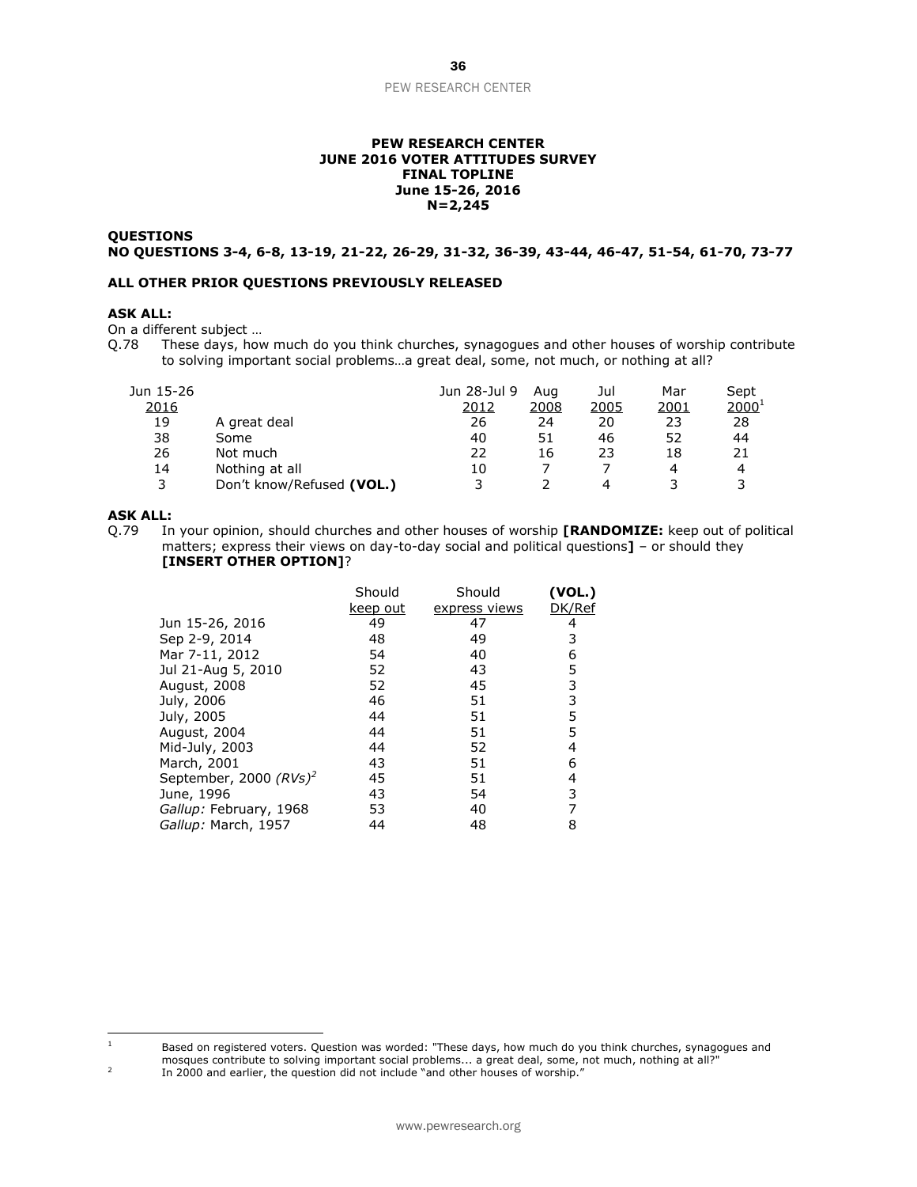**PEW RESEARCH CENTER**
**JUNE 2016 VOTER ATTITUDES SURVEY**
**FINAL TOPLINE**
**June 15-26, 2016**
**N=2,245**

**QUESTIONS**
**NO QUESTIONS 3-4, 6-8, 13-19, 21-22, 26-29, 31-32, 36-39, 43-44, 46-47, 51-54, 61-70, 73-77**

**ALL OTHER PRIOR QUESTIONS PREVIOUSLY RELEASED**

**ASK ALL:**
On a different subject …
Q.78 These days, how much do you think churches, synagogues and other houses of worship contribute to solving important social problems…a great deal, some, not much, or nothing at all?

| Jun 15-26 2016 | | Jun 28-Jul 9 2012 | Aug 2008 | Jul 2005 | Mar 2001 | Sept 2000[1] |
|---|---|---|---|---|---|---|
| 19 | A great deal | 26 | 24 | 20 | 23 | 28 |
| 38 | Some | 40 | 51 | 46 | 52 | 44 |
| 26 | Not much | 22 | 16 | 23 | 18 | 21 |
| 14 | Nothing at all | 10 | 7 | 7 | 4 | 4 |
| 3 | Don't know/Refused **(VOL.)** | 3 | 2 | 4 | 3 | 3 |

**ASK ALL:**
Q.79 In your opinion, should churches and other houses of worship **[RANDOMIZE:** keep out of political matters; express their views on day-to-day social and political questions**]** – or should they **[INSERT OTHER OPTION]**?

| | Should keep out | Should express views | **(VOL.)** DK/Ref |
|---|---|---|---|
| Jun 15-26, 2016 | 49 | 47 | 4 |
| Sep 2-9, 2014 | 48 | 49 | 3 |
| Mar 7-11, 2012 | 54 | 40 | 6 |
| Jul 21-Aug 5, 2010 | 52 | 43 | 5 |
| August, 2008 | 52 | 45 | 3 |
| July, 2006 | 46 | 51 | 3 |
| July, 2005 | 44 | 51 | 5 |
| August, 2004 | 44 | 51 | 5 |
| Mid-July, 2003 | 44 | 52 | 4 |
| March, 2001 | 43 | 51 | 6 |
| September, 2000 *(RVs)*[2] | 45 | 51 | 4 |
| June, 1996 | 43 | 54 | 3 |
| *Gallup:* February, 1968 | 53 | 40 | 7 |
| *Gallup:* March, 1957 | 44 | 48 | 8 |

[1] Based on registered voters. Question was worded: "These days, how much do you think churches, synagogues and mosques contribute to solving important social problems... a great deal, some, not much, nothing at all?"

[2] In 2000 and earlier, the question did not include "and other houses of worship."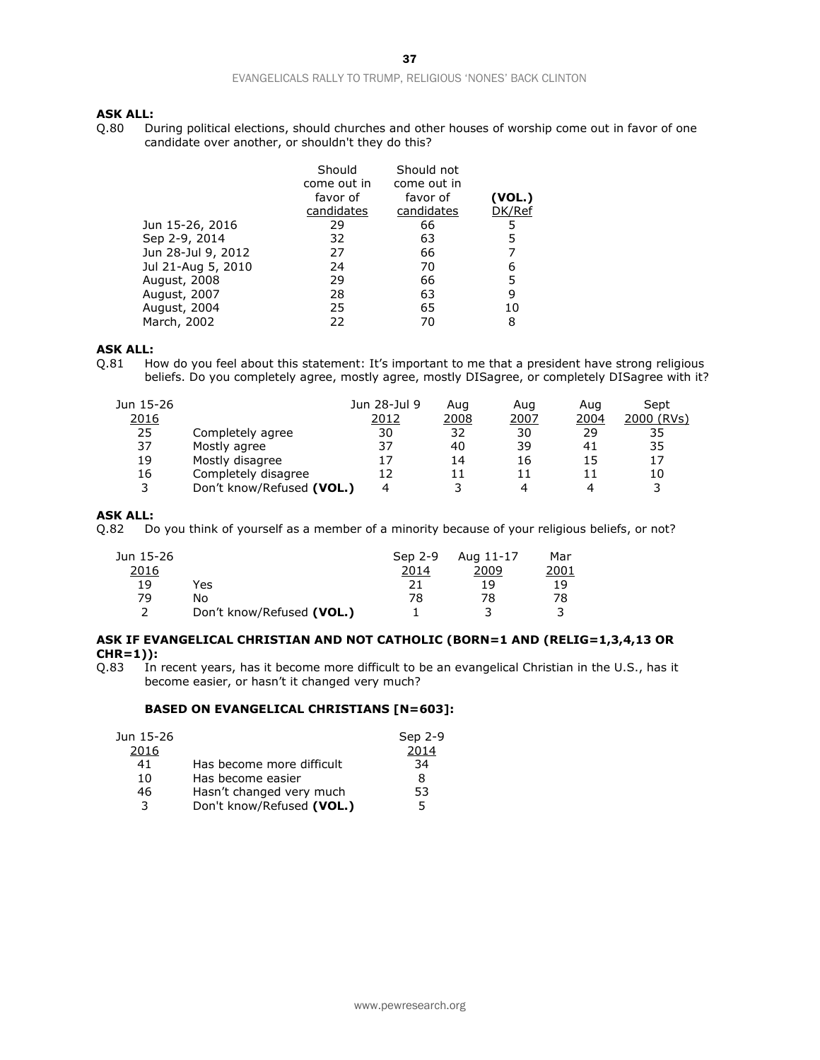**ASK ALL:**

Q.80 During political elections, should churches and other houses of worship come out in favor of one candidate over another, or shouldn't they do this?

| | Should come out in favor of candidates | Should not come out in favor of candidates | **(VOL.)** DK/Ref |
|---|---|---|---|
| Jun 15-26, 2016 | 29 | 66 | 5 |
| Sep 2-9, 2014 | 32 | 63 | 5 |
| Jun 28-Jul 9, 2012 | 27 | 66 | 7 |
| Jul 21-Aug 5, 2010 | 24 | 70 | 6 |
| August, 2008 | 29 | 66 | 5 |
| August, 2007 | 28 | 63 | 9 |
| August, 2004 | 25 | 65 | 10 |
| March, 2002 | 22 | 70 | 8 |

**ASK ALL:**

Q.81 How do you feel about this statement: It's important to me that a president have strong religious beliefs. Do you completely agree, mostly agree, mostly DISagree, or completely DISagree with it?

| Jun 15-26 2016 | | Jun 28-Jul 9 2012 | Aug 2008 | Aug 2007 | Aug 2004 | Sept 2000 (RVs) |
|---|---|---|---|---|---|---|
| 25 | Completely agree | 30 | 32 | 30 | 29 | 35 |
| 37 | Mostly agree | 37 | 40 | 39 | 41 | 35 |
| 19 | Mostly disagree | 17 | 14 | 16 | 15 | 17 |
| 16 | Completely disagree | 12 | 11 | 11 | 11 | 10 |
| 3 | Don't know/Refused **(VOL.)** | 4 | 3 | 4 | 4 | 3 |

**ASK ALL:**

Q.82 Do you think of yourself as a member of a minority because of your religious beliefs, or not?

| Jun 15-26 2016 | | Sep 2-9 2014 | Aug 11-17 2009 | Mar 2001 |
|---|---|---|---|---|
| 19 | Yes | 21 | 19 | 19 |
| 79 | No | 78 | 78 | 78 |
| 2 | Don't know/Refused **(VOL.)** | 1 | 3 | 3 |

**ASK IF EVANGELICAL CHRISTIAN AND NOT CATHOLIC (BORN=1 AND (RELIG=1,3,4,13 OR CHR=1)):**

Q.83 In recent years, has it become more difficult to be an evangelical Christian in the U.S., has it become easier, or hasn't it changed very much?

**BASED ON EVANGELICAL CHRISTIANS [N=603]:**

| Jun 15-26 2016 | | Sep 2-9 2014 |
|---|---|---|
| 41 | Has become more difficult | 34 |
| 10 | Has become easier | 8 |
| 46 | Hasn't changed very much | 53 |
| 3 | Don't know/Refused **(VOL.)** | 5 |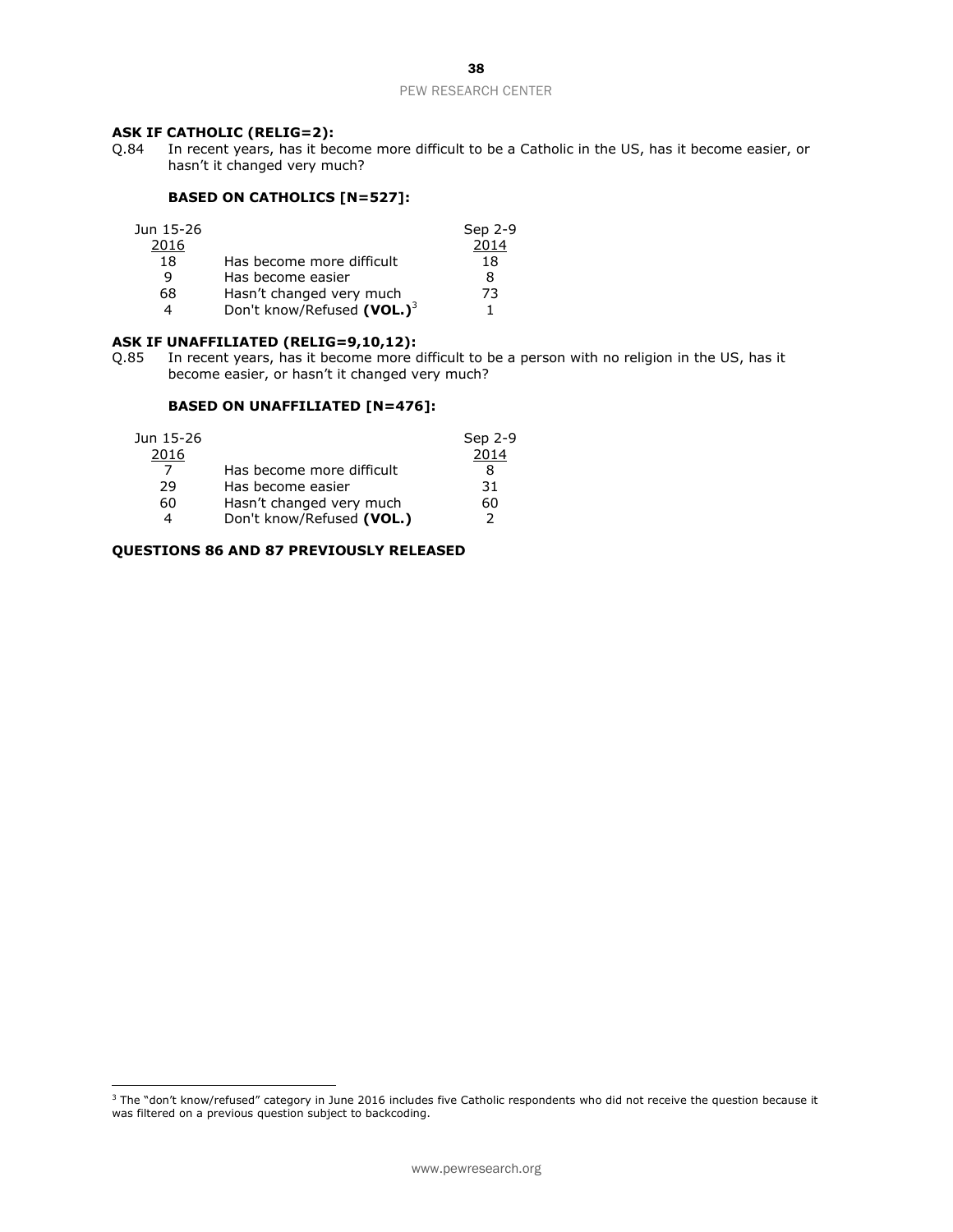**ASK IF CATHOLIC (RELIG=2):**

Q.84 In recent years, has it become more difficult to be a Catholic in the US, has it become easier, or hasn't it changed very much?

**BASED ON CATHOLICS [N=527]:**

| Jun 15-26 2016 | | Sep 2-9 2014 |
|---|---|---|
| 18 | Has become more difficult | 18 |
| 9 | Has become easier | 8 |
| 68 | Hasn't changed very much | 73 |
| 4 | Don't know/Refused **(VOL.)**[3] | 1 |

**ASK IF UNAFFILIATED (RELIG=9,10,12):**

Q.85 In recent years, has it become more difficult to be a person with no religion in the US, has it become easier, or hasn't it changed very much?

**BASED ON UNAFFILIATED [N=476]:**

| Jun 15-26 2016 | | Sep 2-9 2014 |
|---|---|---|
| 7 | Has become more difficult | 8 |
| 29 | Has become easier | 31 |
| 60 | Hasn't changed very much | 60 |
| 4 | Don't know/Refused **(VOL.)** | 2 |

**QUESTIONS 86 AND 87 PREVIOUSLY RELEASED**

[3] The "don't know/refused" category in June 2016 includes five Catholic respondents who did not receive the question because it was filtered on a previous question subject to backcoding.